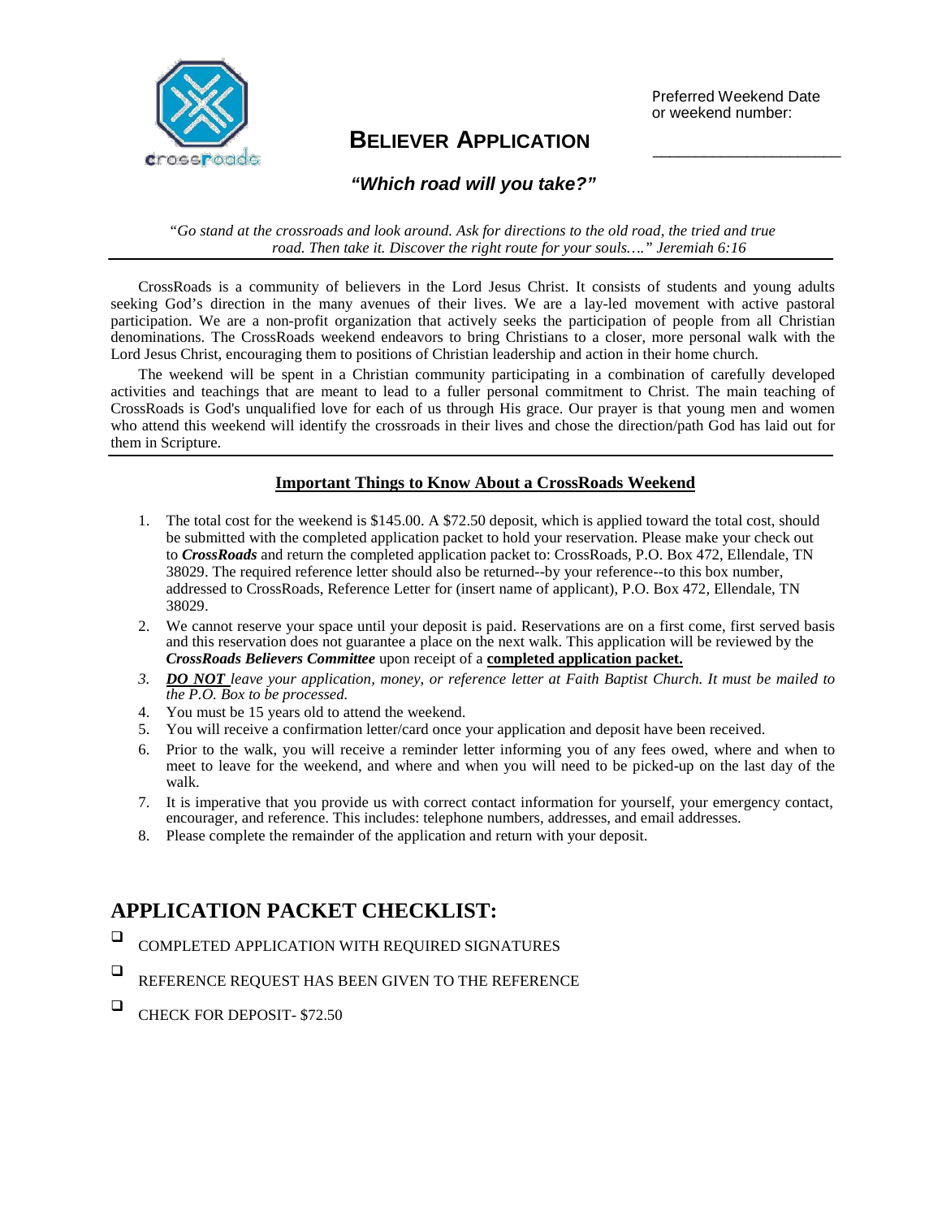Preferred Weekend Date or weekend number:

______________________

# BELIEVER APPLICATION

***"Which road will you take?"***

*"Go stand at the crossroads and look around. Ask for directions to the old road, the tried and true road. Then take it. Discover the right route for your souls…." Jeremiah 6:16*

---

CrossRoads is a community of believers in the Lord Jesus Christ. It consists of students and young adults seeking God's direction in the many avenues of their lives. We are a lay-led movement with active pastoral participation. We are a non-profit organization that actively seeks the participation of people from all Christian denominations. The CrossRoads weekend endeavors to bring Christians to a closer, more personal walk with the Lord Jesus Christ, encouraging them to positions of Christian leadership and action in their home church.

The weekend will be spent in a Christian community participating in a combination of carefully developed activities and teachings that are meant to lead to a fuller personal commitment to Christ. The main teaching of CrossRoads is God's unqualified love for each of us through His grace. Our prayer is that young men and women who attend this weekend will identify the crossroads in their lives and chose the direction/path God has laid out for them in Scripture.

---

## Important Things to Know About a CrossRoads Weekend

1. The total cost for the weekend is $145.00. A $72.50 deposit, which is applied toward the total cost, should be submitted with the completed application packet to hold your reservation. Please make your check out to ***CrossRoads*** and return the completed application packet to: CrossRoads, P.O. Box 472, Ellendale, TN 38029. The required reference letter should also be returned--by your reference--to this box number, addressed to CrossRoads, Reference Letter for (insert name of applicant), P.O. Box 472, Ellendale, TN 38029.
2. We cannot reserve your space until your deposit is paid. Reservations are on a first come, first served basis and this reservation does not guarantee a place on the next walk. This application will be reviewed by the ***CrossRoads Believers Committee*** upon receipt of a **completed application packet.**
3. ***DO NOT*** *leave your application, money, or reference letter at Faith Baptist Church. It must be mailed to the P.O. Box to be processed.*
4. You must be 15 years old to attend the weekend.
5. You will receive a confirmation letter/card once your application and deposit have been received.
6. Prior to the walk, you will receive a reminder letter informing you of any fees owed, where and when to meet to leave for the weekend, and where and when you will need to be picked-up on the last day of the walk.
7. It is imperative that you provide us with correct contact information for yourself, your emergency contact, encourager, and reference. This includes: telephone numbers, addresses, and email addresses.
8. Please complete the remainder of the application and return with your deposit.

## APPLICATION PACKET CHECKLIST:

- ☐ COMPLETED APPLICATION WITH REQUIRED SIGNATURES
- ☐ REFERENCE REQUEST HAS BEEN GIVEN TO THE REFERENCE
- ☐ CHECK FOR DEPOSIT- $72.50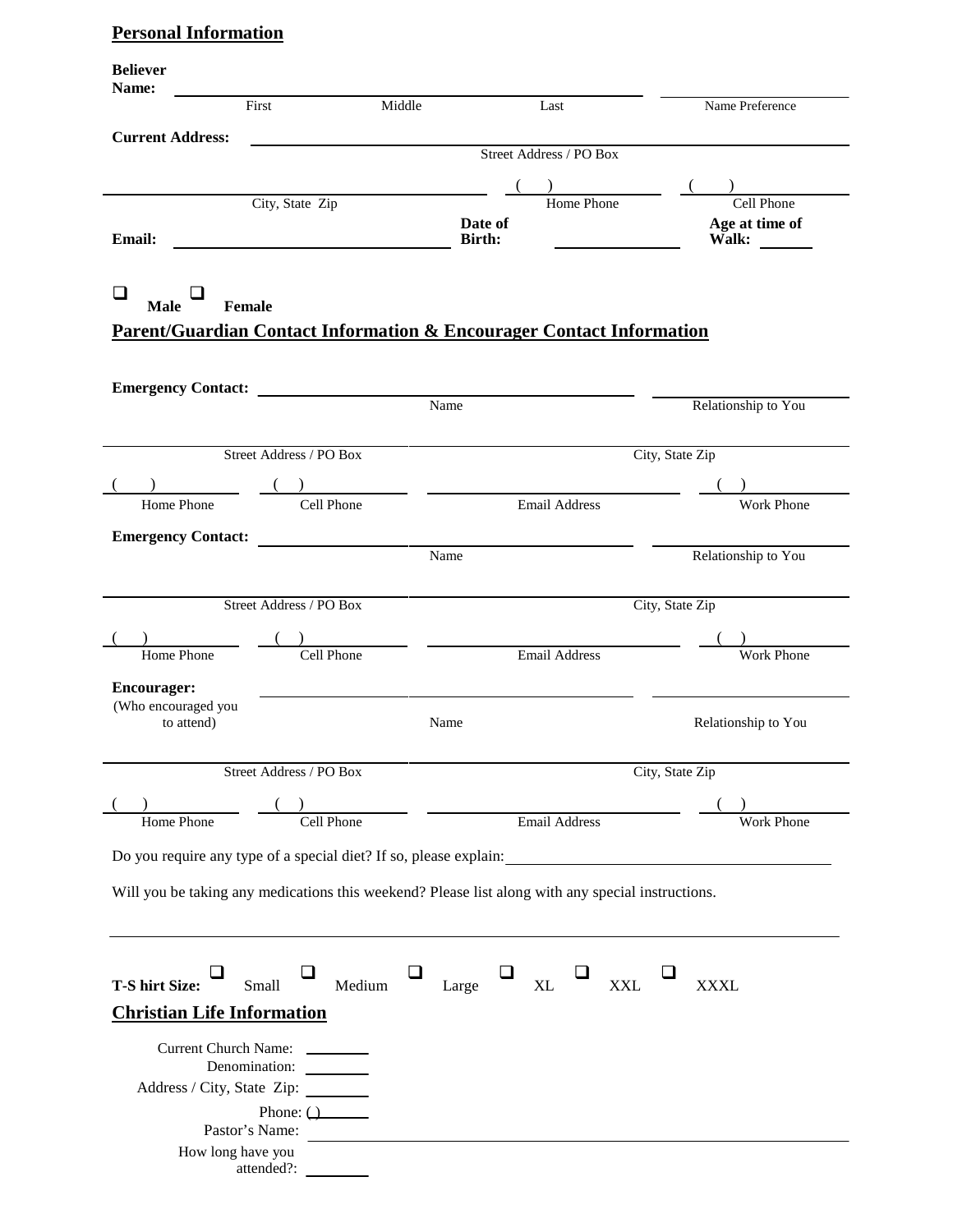## Personal Information

**Believer Name:** ______________________________________________ ____________________

First Middle Last Name Preference

**Current Address:** ______________________________________________

Street Address / PO Box

______________________________ ( ) ____________ ( ) ____________

City, State Zip Home Phone Cell Phone

**Email:** ______________________ **Date of Birth:** ____________ **Age at time of Walk:** ______

❑ **Male** ❑ **Female**

## Parent/Guardian Contact Information & Encourager Contact Information

**Emergency Contact:** ______________________________ ____________________

Name Relationship to You

______________________________ ______________________________

Street Address / PO Box City, State Zip

( ) ____________ ( ) ____________ ______________________ ( ) ____________

Home Phone Cell Phone Email Address Work Phone

**Emergency Contact:** ______________________________ ____________________

Name Relationship to You

______________________________ ______________________________

Street Address / PO Box City, State Zip

( ) ____________ ( ) ____________ ______________________ ( ) ____________

Home Phone Cell Phone Email Address Work Phone

**Encourager:** (Who encouraged you to attend) ______________________________ ____________________

Name Relationship to You

______________________________ ______________________________

Street Address / PO Box City, State Zip

( ) ____________ ( ) ____________ ______________________ ( ) ____________

Home Phone Cell Phone Email Address Work Phone

Do you require any type of a special diet? If so, please explain: ______________________________

Will you be taking any medications this weekend? Please list along with any special instructions.

______________________________________________________________________

**T-Shirt Size:** ❑ Small ❑ Medium ❑ Large ❑ XL ❑ XXL ❑ XXXL

## Christian Life Information

Current Church Name: ________

Denomination: ________

Address / City, State Zip: ________

Phone: ( ) ________

Pastor's Name: ______________________________

How long have you attended?: ________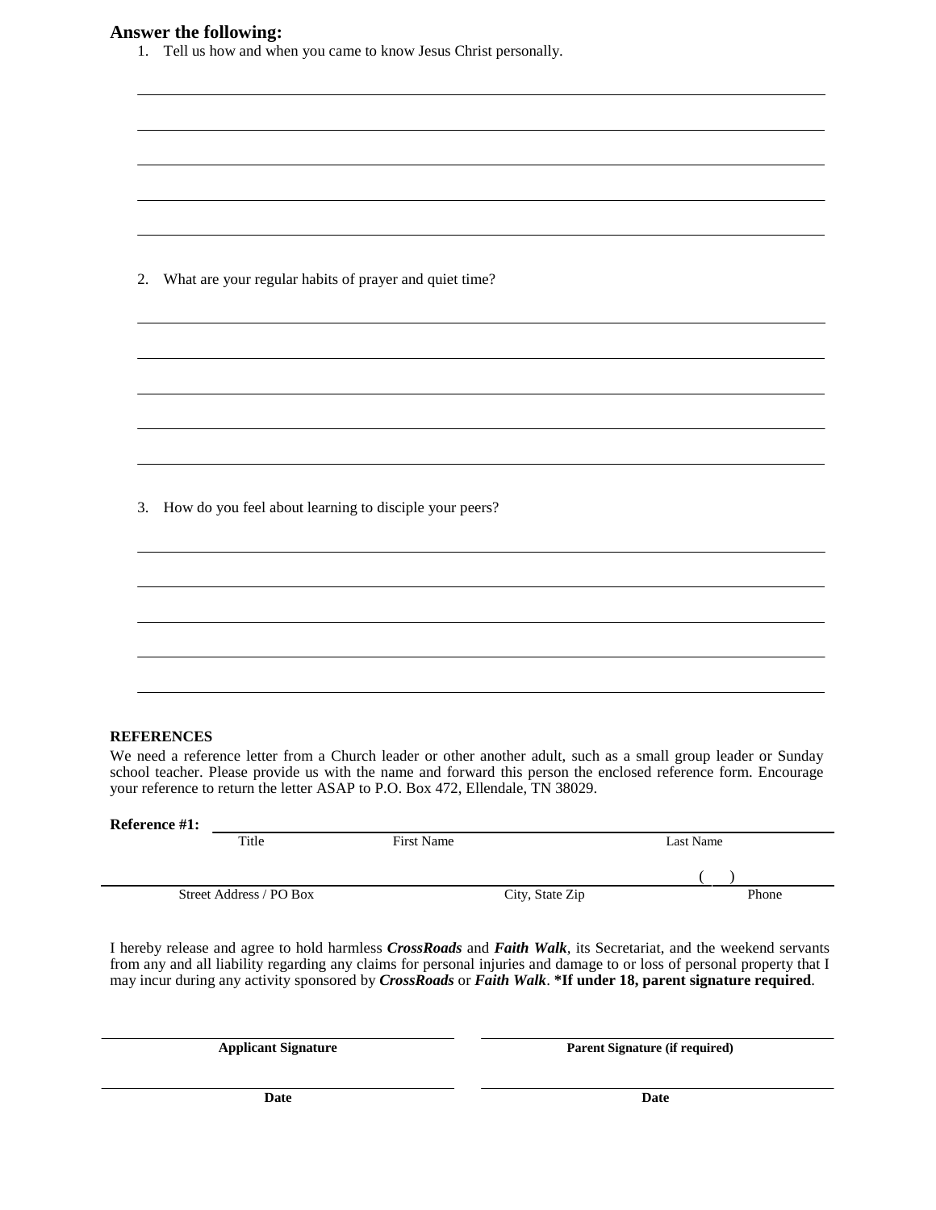## Answer the following:

1. Tell us how and when you came to know Jesus Christ personally.

______________________________________________________________________

______________________________________________________________________

______________________________________________________________________

______________________________________________________________________

______________________________________________________________________

2. What are your regular habits of prayer and quiet time?

______________________________________________________________________

______________________________________________________________________

______________________________________________________________________

______________________________________________________________________

______________________________________________________________________

3. How do you feel about learning to disciple your peers?

______________________________________________________________________

______________________________________________________________________

______________________________________________________________________

______________________________________________________________________

______________________________________________________________________

**REFERENCES**

We need a reference letter from a Church leader or other another adult, such as a small group leader or Sunday school teacher. Please provide us with the name and forward this person the enclosed reference form. Encourage your reference to return the letter ASAP to P.O. Box 472, Ellendale, TN 38029.

**Reference #1:** ______________________________________________________________

Title First Name Last Name

______________________________________________________________ ( )

Street Address / PO Box City, State Zip Phone

I hereby release and agree to hold harmless ***CrossRoads*** and ***Faith Walk***, its Secretariat, and the weekend servants from any and all liability regarding any claims for personal injuries and damage to or loss of personal property that I may incur during any activity sponsored by ***CrossRoads*** or ***Faith Walk***. **\*If under 18, parent signature required**.

______________________________ ______________________________

**Applicant Signature** **Parent Signature (if required)**

______________________________ ______________________________

**Date** **Date**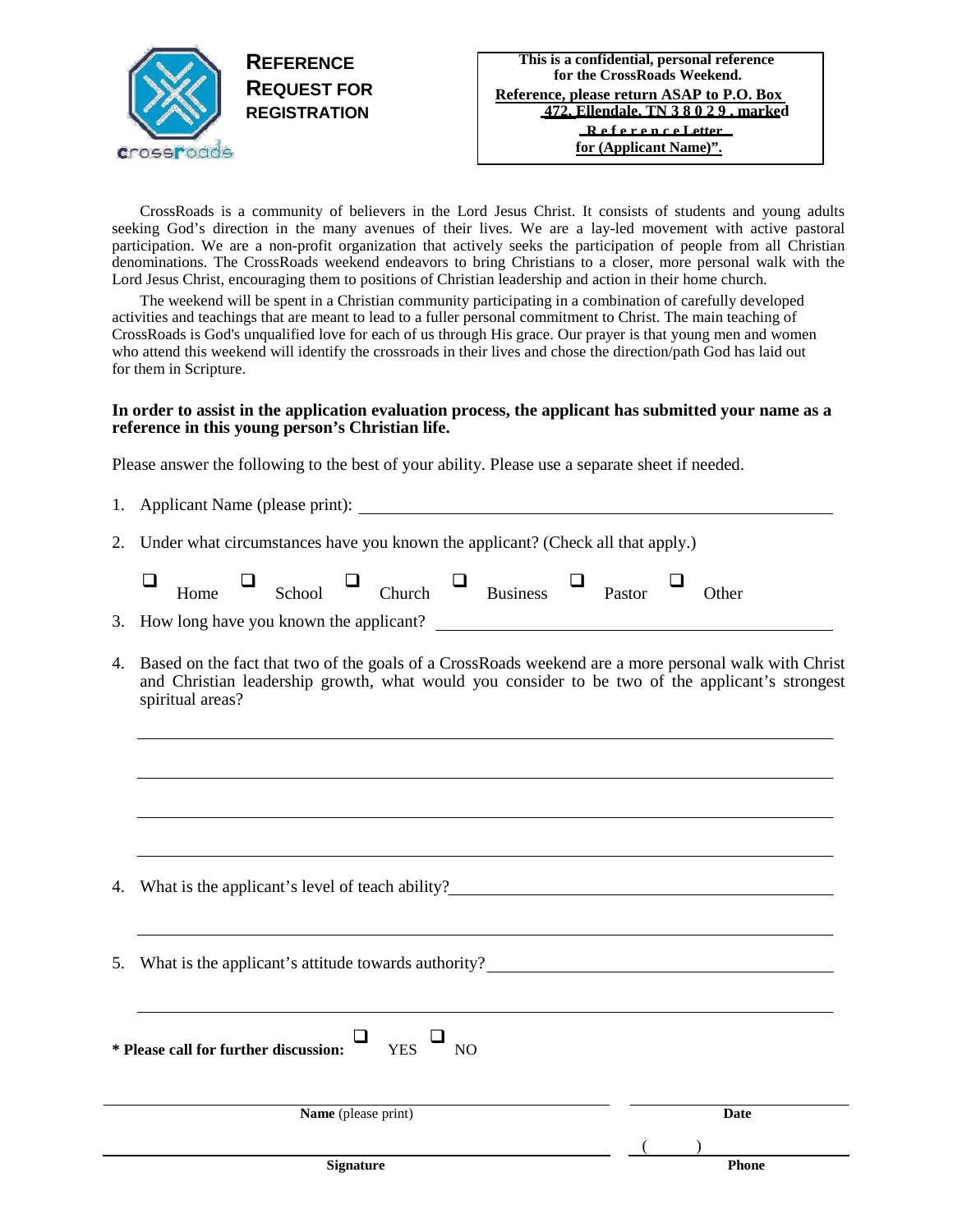crossroads

# REFERENCE REQUEST FOR REGISTRATION

**This is a confidential, personal reference for the CrossRoads Weekend.**
**Reference, please return ASAP to P.O. Box 472, Ellendale, TN 38029, marked Reference Letter for (Applicant Name)".**

CrossRoads is a community of believers in the Lord Jesus Christ. It consists of students and young adults seeking God's direction in the many avenues of their lives. We are a lay-led movement with active pastoral participation. We are a non-profit organization that actively seeks the participation of people from all Christian denominations. The CrossRoads weekend endeavors to bring Christians to a closer, more personal walk with the Lord Jesus Christ, encouraging them to positions of Christian leadership and action in their home church.

The weekend will be spent in a Christian community participating in a combination of carefully developed activities and teachings that are meant to lead to a fuller personal commitment to Christ. The main teaching of CrossRoads is God's unqualified love for each of us through His grace. Our prayer is that young men and women who attend this weekend will identify the crossroads in their lives and chose the direction/path God has laid out for them in Scripture.

**In order to assist in the application evaluation process, the applicant has submitted your name as a reference in this young person's Christian life.**

Please answer the following to the best of your ability. Please use a separate sheet if needed.

1. Applicant Name (please print): ______________________________

2. Under what circumstances have you known the applicant? (Check all that apply.)

   ❑ Home ❑ School ❑ Church ❑ Business ❑ Pastor ❑ Other

3. How long have you known the applicant? ______________________________

4. Based on the fact that two of the goals of a CrossRoads weekend are a more personal walk with Christ and Christian leadership growth, what would you consider to be two of the applicant's strongest spiritual areas?

______________________________

______________________________

______________________________

______________________________

4. What is the applicant's level of teach ability? ______________________________

______________________________

5. What is the applicant's attitude towards authority? ______________________________

______________________________

**\* Please call for further discussion:** ❑ YES ❑ NO

| | |
|---|---|
| **Name** (please print) | **Date** |
| **Signature** | ( ) **Phone** |